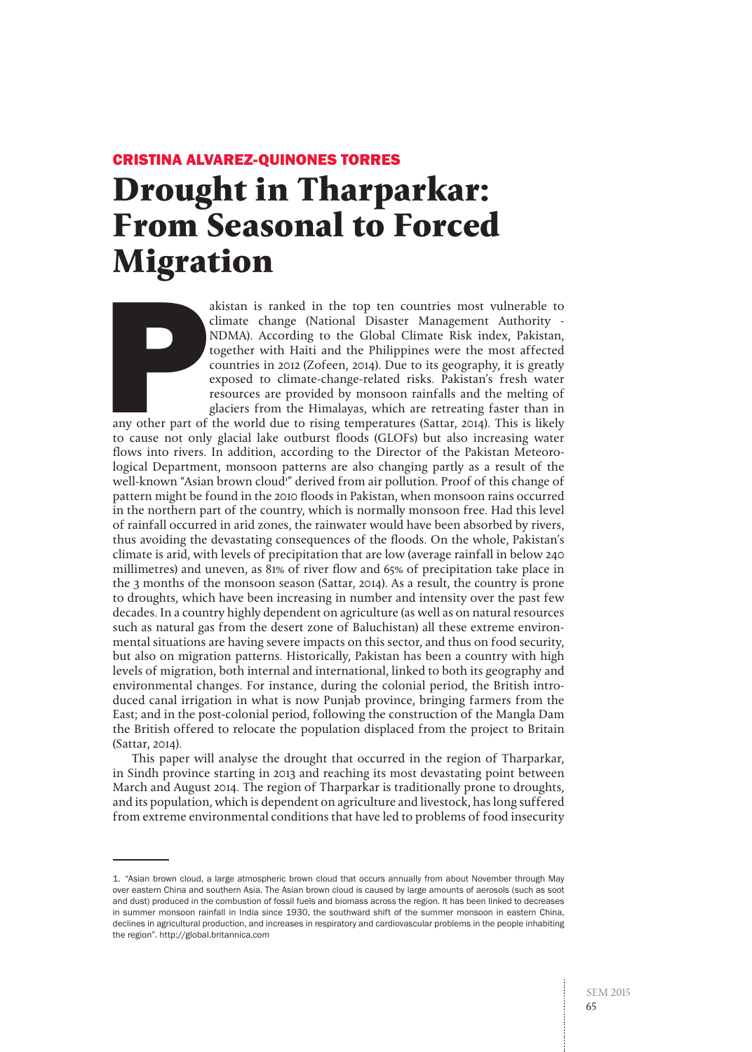CRISTINA ALVAREZ-QUINONES TORRES

# Drought in Tharparkar: From Seasonal to Forced Migration

Pakistan is ranked in the top ten countries most vulnerable to climate change (National Disaster Management Authority - NDMA). According to the Global Climate Risk index, Pakistan, together with Haiti and the Philippines were the most affected countries in 2012 (Zofeen, 2014). Due to its geography, it is greatly exposed to climate-change-related risks. Pakistan's fresh water resources are provided by monsoon rainfalls and the melting of glaciers from the Himalayas, which are retreating faster than in any other part of the world due to rising temperatures (Sattar, 2014). This is likely to cause not only glacial lake outburst floods (GLOFs) but also increasing water flows into rivers. In addition, according to the Director of the Pakistan Meteorological Department, monsoon patterns are also changing partly as a result of the well-known "Asian brown cloud[1]" derived from air pollution. Proof of this change of pattern might be found in the 2010 floods in Pakistan, when monsoon rains occurred in the northern part of the country, which is normally monsoon free. Had this level of rainfall occurred in arid zones, the rainwater would have been absorbed by rivers, thus avoiding the devastating consequences of the floods. On the whole, Pakistan's climate is arid, with levels of precipitation that are low (average rainfall in below 240 millimetres) and uneven, as 81% of river flow and 65% of precipitation take place in the 3 months of the monsoon season (Sattar, 2014). As a result, the country is prone to droughts, which have been increasing in number and intensity over the past few decades. In a country highly dependent on agriculture (as well as on natural resources such as natural gas from the desert zone of Baluchistan) all these extreme environmental situations are having severe impacts on this sector, and thus on food security, but also on migration patterns. Historically, Pakistan has been a country with high levels of migration, both internal and international, linked to both its geography and environmental changes. For instance, during the colonial period, the British introduced canal irrigation in what is now Punjab province, bringing farmers from the East; and in the post-colonial period, following the construction of the Mangla Dam the British offered to relocate the population displaced from the project to Britain (Sattar, 2014).

This paper will analyse the drought that occurred in the region of Tharparkar, in Sindh province starting in 2013 and reaching its most devastating point between March and August 2014. The region of Tharparkar is traditionally prone to droughts, and its population, which is dependent on agriculture and livestock, has long suffered from extreme environmental conditions that have led to problems of food insecurity

---

1. "Asian brown cloud, a large atmospheric brown cloud that occurs annually from about November through May over eastern China and southern Asia. The Asian brown cloud is caused by large amounts of aerosols (such as soot and dust) produced in the combustion of fossil fuels and biomass across the region. It has been linked to decreases in summer monsoon rainfall in India since 1930, the southward shift of the summer monsoon in eastern China, declines in agricultural production, and increases in respiratory and cardiovascular problems in the people inhabiting the region". http://global.britannica.com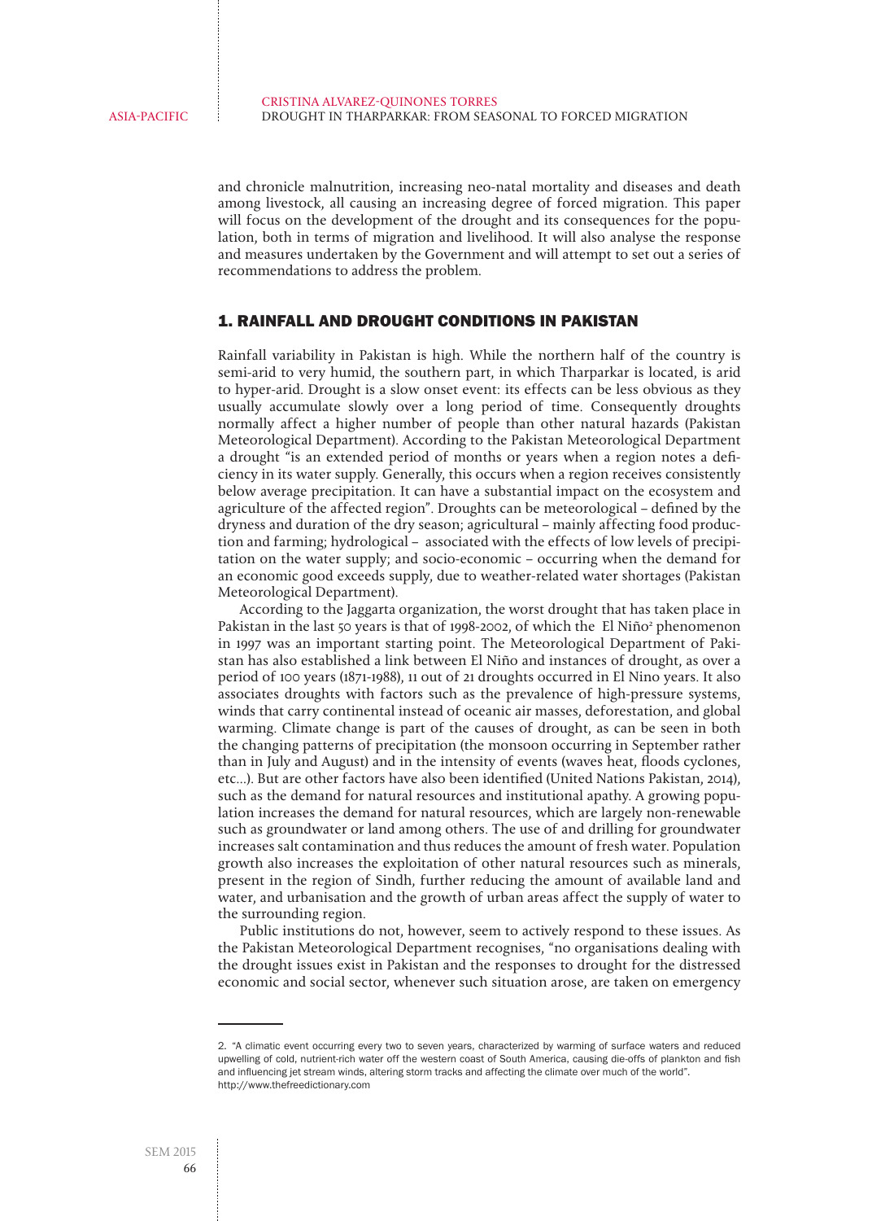and chronicle malnutrition, increasing neo-natal mortality and diseases and death among livestock, all causing an increasing degree of forced migration. This paper will focus on the development of the drought and its consequences for the population, both in terms of migration and livelihood. It will also analyse the response and measures undertaken by the Government and will attempt to set out a series of recommendations to address the problem.

## 1. RAINFALL AND DROUGHT CONDITIONS IN PAKISTAN

Rainfall variability in Pakistan is high. While the northern half of the country is semi-arid to very humid, the southern part, in which Tharparkar is located, is arid to hyper-arid. Drought is a slow onset event: its effects can be less obvious as they usually accumulate slowly over a long period of time. Consequently droughts normally affect a higher number of people than other natural hazards (Pakistan Meteorological Department). According to the Pakistan Meteorological Department a drought "is an extended period of months or years when a region notes a deficiency in its water supply. Generally, this occurs when a region receives consistently below average precipitation. It can have a substantial impact on the ecosystem and agriculture of the affected region". Droughts can be meteorological – defined by the dryness and duration of the dry season; agricultural – mainly affecting food production and farming; hydrological – associated with the effects of low levels of precipitation on the water supply; and socio-economic – occurring when the demand for an economic good exceeds supply, due to weather-related water shortages (Pakistan Meteorological Department).

According to the Jaggarta organization, the worst drought that has taken place in Pakistan in the last 50 years is that of 1998-2002, of which the El Niño[2] phenomenon in 1997 was an important starting point. The Meteorological Department of Pakistan has also established a link between El Niño and instances of drought, as over a period of 100 years (1871-1988), 11 out of 21 droughts occurred in El Nino years. It also associates droughts with factors such as the prevalence of high-pressure systems, winds that carry continental instead of oceanic air masses, deforestation, and global warming. Climate change is part of the causes of drought, as can be seen in both the changing patterns of precipitation (the monsoon occurring in September rather than in July and August) and in the intensity of events (waves heat, floods cyclones, etc...). But are other factors have also been identified (United Nations Pakistan, 2014), such as the demand for natural resources and institutional apathy. A growing population increases the demand for natural resources, which are largely non-renewable such as groundwater or land among others. The use of and drilling for groundwater increases salt contamination and thus reduces the amount of fresh water. Population growth also increases the exploitation of other natural resources such as minerals, present in the region of Sindh, further reducing the amount of available land and water, and urbanisation and the growth of urban areas affect the supply of water to the surrounding region.

Public institutions do not, however, seem to actively respond to these issues. As the Pakistan Meteorological Department recognises, "no organisations dealing with the drought issues exist in Pakistan and the responses to drought for the distressed economic and social sector, whenever such situation arose, are taken on emergency

---

2. "A climatic event occurring every two to seven years, characterized by warming of surface waters and reduced upwelling of cold, nutrient-rich water off the western coast of South America, causing die-offs of plankton and fish and influencing jet stream winds, altering storm tracks and affecting the climate over much of the world". http://www.thefreedictionary.com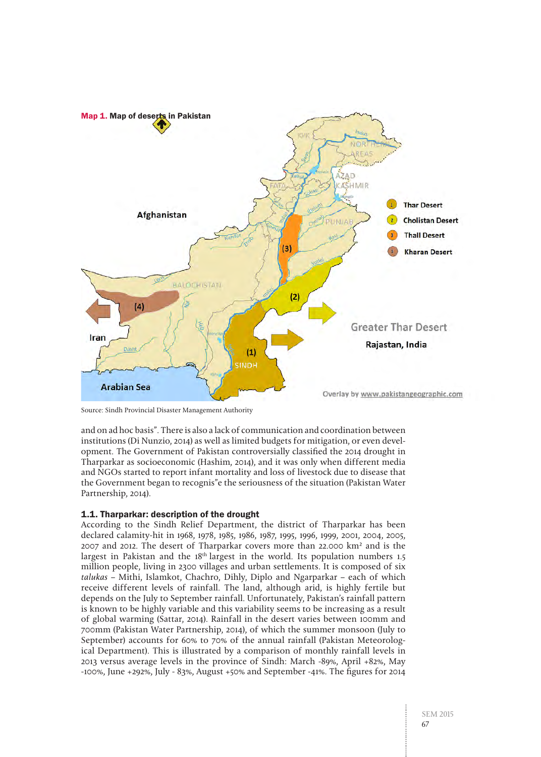**Map 1.** Map of deserts in Pakistan

Source: Sindh Provincial Disaster Management Authority

and on ad hoc basis". There is also a lack of communication and coordination between institutions (Di Nunzio, 2014) as well as limited budgets for mitigation, or even development. The Government of Pakistan controversially classified the 2014 drought in Tharparkar as socioeconomic (Hashim, 2014), and it was only when different media and NGOs started to report infant mortality and loss of livestock due to disease that the Government began to recognis"e the seriousness of the situation (Pakistan Water Partnership, 2014).

### 1.1. Tharparkar: description of the drought

According to the Sindh Relief Department, the district of Tharparkar has been declared calamity-hit in 1968, 1978, 1985, 1986, 1987, 1995, 1996, 1999, 2001, 2004, 2005, 2007 and 2012. The desert of Tharparkar covers more than 22.000 km² and is the largest in Pakistan and the 18th largest in the world. Its population numbers 1.5 million people, living in 2300 villages and urban settlements. It is composed of six *talukas* – Mithi, Islamkot, Chachro, Dihly, Diplo and Ngarparkar – each of which receive different levels of rainfall. The land, although arid, is highly fertile but depends on the July to September rainfall. Unfortunately, Pakistan's rainfall pattern is known to be highly variable and this variability seems to be increasing as a result of global warming (Sattar, 2014). Rainfall in the desert varies between 100mm and 700mm (Pakistan Water Partnership, 2014), of which the summer monsoon (July to September) accounts for 60% to 70% of the annual rainfall (Pakistan Meteorological Department). This is illustrated by a comparison of monthly rainfall levels in 2013 versus average levels in the province of Sindh: March -89%, April +82%, May -100%, June +292%, July - 83%, August +50% and September -41%. The figures for 2014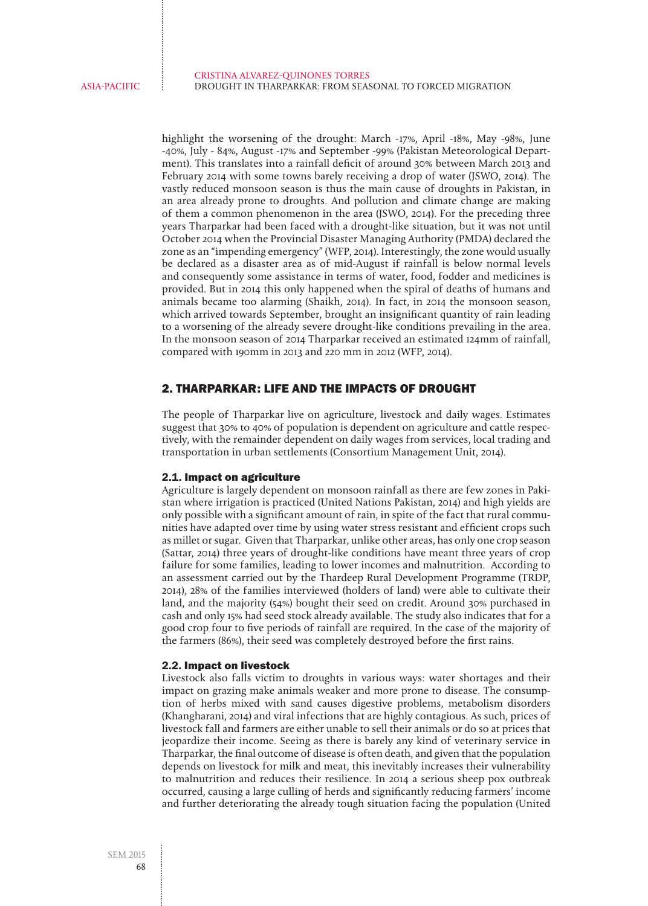highlight the worsening of the drought: March -17%, April -18%, May -98%, June -40%, July - 84%, August -17% and September -99% (Pakistan Meteorological Department). This translates into a rainfall deficit of around 30% between March 2013 and February 2014 with some towns barely receiving a drop of water (JSWO, 2014). The vastly reduced monsoon season is thus the main cause of droughts in Pakistan, in an area already prone to droughts. And pollution and climate change are making of them a common phenomenon in the area (JSWO, 2014). For the preceding three years Tharparkar had been faced with a drought-like situation, but it was not until October 2014 when the Provincial Disaster Managing Authority (PMDA) declared the zone as an "impending emergency" (WFP, 2014). Interestingly, the zone would usually be declared as a disaster area as of mid-August if rainfall is below normal levels and consequently some assistance in terms of water, food, fodder and medicines is provided. But in 2014 this only happened when the spiral of deaths of humans and animals became too alarming (Shaikh, 2014). In fact, in 2014 the monsoon season, which arrived towards September, brought an insignificant quantity of rain leading to a worsening of the already severe drought-like conditions prevailing in the area. In the monsoon season of 2014 Tharparkar received an estimated 124mm of rainfall, compared with 190mm in 2013 and 220 mm in 2012 (WFP, 2014).

## 2. THARPARKAR: LIFE AND THE IMPACTS OF DROUGHT

The people of Tharparkar live on agriculture, livestock and daily wages. Estimates suggest that 30% to 40% of population is dependent on agriculture and cattle respectively, with the remainder dependent on daily wages from services, local trading and transportation in urban settlements (Consortium Management Unit, 2014).

### 2.1. Impact on agriculture

Agriculture is largely dependent on monsoon rainfall as there are few zones in Pakistan where irrigation is practiced (United Nations Pakistan, 2014) and high yields are only possible with a significant amount of rain, in spite of the fact that rural communities have adapted over time by using water stress resistant and efficient crops such as millet or sugar. Given that Tharparkar, unlike other areas, has only one crop season (Sattar, 2014) three years of drought-like conditions have meant three years of crop failure for some families, leading to lower incomes and malnutrition. According to an assessment carried out by the Thardeep Rural Development Programme (TRDP, 2014), 28% of the families interviewed (holders of land) were able to cultivate their land, and the majority (54%) bought their seed on credit. Around 30% purchased in cash and only 15% had seed stock already available. The study also indicates that for a good crop four to five periods of rainfall are required. In the case of the majority of the farmers (86%), their seed was completely destroyed before the first rains.

### 2.2. Impact on livestock

Livestock also falls victim to droughts in various ways: water shortages and their impact on grazing make animals weaker and more prone to disease. The consumption of herbs mixed with sand causes digestive problems, metabolism disorders (Khangharani, 2014) and viral infections that are highly contagious. As such, prices of livestock fall and farmers are either unable to sell their animals or do so at prices that jeopardize their income. Seeing as there is barely any kind of veterinary service in Tharparkar, the final outcome of disease is often death, and given that the population depends on livestock for milk and meat, this inevitably increases their vulnerability to malnutrition and reduces their resilience. In 2014 a serious sheep pox outbreak occurred, causing a large culling of herds and significantly reducing farmers' income and further deteriorating the already tough situation facing the population (United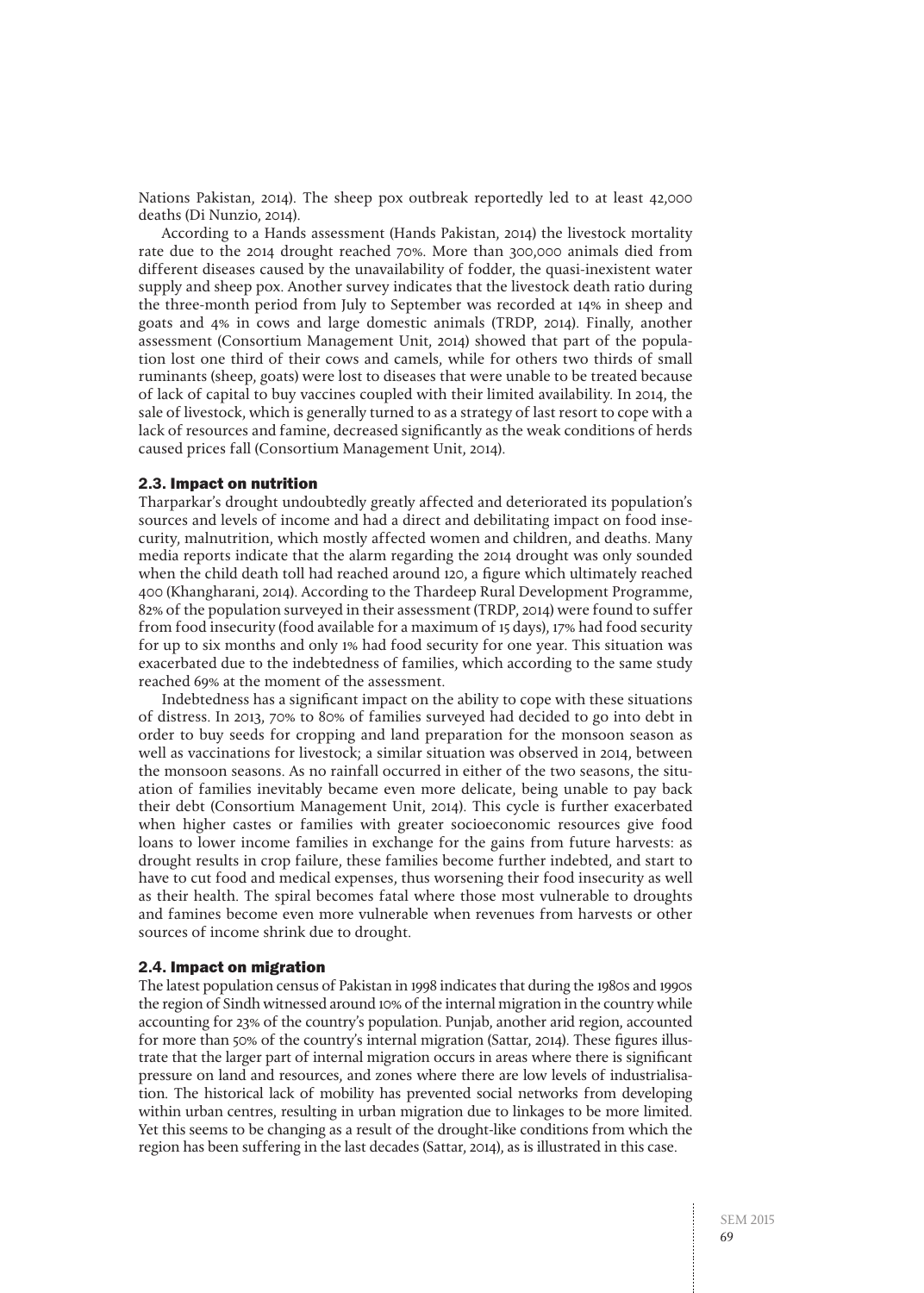Nations Pakistan, 2014). The sheep pox outbreak reportedly led to at least 42,000 deaths (Di Nunzio, 2014).

According to a Hands assessment (Hands Pakistan, 2014) the livestock mortality rate due to the 2014 drought reached 70%. More than 300,000 animals died from different diseases caused by the unavailability of fodder, the quasi-inexistent water supply and sheep pox. Another survey indicates that the livestock death ratio during the three-month period from July to September was recorded at 14% in sheep and goats and 4% in cows and large domestic animals (TRDP, 2014). Finally, another assessment (Consortium Management Unit, 2014) showed that part of the population lost one third of their cows and camels, while for others two thirds of small ruminants (sheep, goats) were lost to diseases that were unable to be treated because of lack of capital to buy vaccines coupled with their limited availability. In 2014, the sale of livestock, which is generally turned to as a strategy of last resort to cope with a lack of resources and famine, decreased significantly as the weak conditions of herds caused prices fall (Consortium Management Unit, 2014).

### 2.3. Impact on nutrition

Tharparkar's drought undoubtedly greatly affected and deteriorated its population's sources and levels of income and had a direct and debilitating impact on food insecurity, malnutrition, which mostly affected women and children, and deaths. Many media reports indicate that the alarm regarding the 2014 drought was only sounded when the child death toll had reached around 120, a figure which ultimately reached 400 (Khangharani, 2014). According to the Thardeep Rural Development Programme, 82% of the population surveyed in their assessment (TRDP, 2014) were found to suffer from food insecurity (food available for a maximum of 15 days), 17% had food security for up to six months and only 1% had food security for one year. This situation was exacerbated due to the indebtedness of families, which according to the same study reached 69% at the moment of the assessment.

Indebtedness has a significant impact on the ability to cope with these situations of distress. In 2013, 70% to 80% of families surveyed had decided to go into debt in order to buy seeds for cropping and land preparation for the monsoon season as well as vaccinations for livestock; a similar situation was observed in 2014, between the monsoon seasons. As no rainfall occurred in either of the two seasons, the situation of families inevitably became even more delicate, being unable to pay back their debt (Consortium Management Unit, 2014). This cycle is further exacerbated when higher castes or families with greater socioeconomic resources give food loans to lower income families in exchange for the gains from future harvests: as drought results in crop failure, these families become further indebted, and start to have to cut food and medical expenses, thus worsening their food insecurity as well as their health. The spiral becomes fatal where those most vulnerable to droughts and famines become even more vulnerable when revenues from harvests or other sources of income shrink due to drought.

### 2.4. Impact on migration

The latest population census of Pakistan in 1998 indicates that during the 1980s and 1990s the region of Sindh witnessed around 10% of the internal migration in the country while accounting for 23% of the country's population. Punjab, another arid region, accounted for more than 50% of the country's internal migration (Sattar, 2014). These figures illustrate that the larger part of internal migration occurs in areas where there is significant pressure on land and resources, and zones where there are low levels of industrialisation. The historical lack of mobility has prevented social networks from developing within urban centres, resulting in urban migration due to linkages to be more limited. Yet this seems to be changing as a result of the drought-like conditions from which the region has been suffering in the last decades (Sattar, 2014), as is illustrated in this case.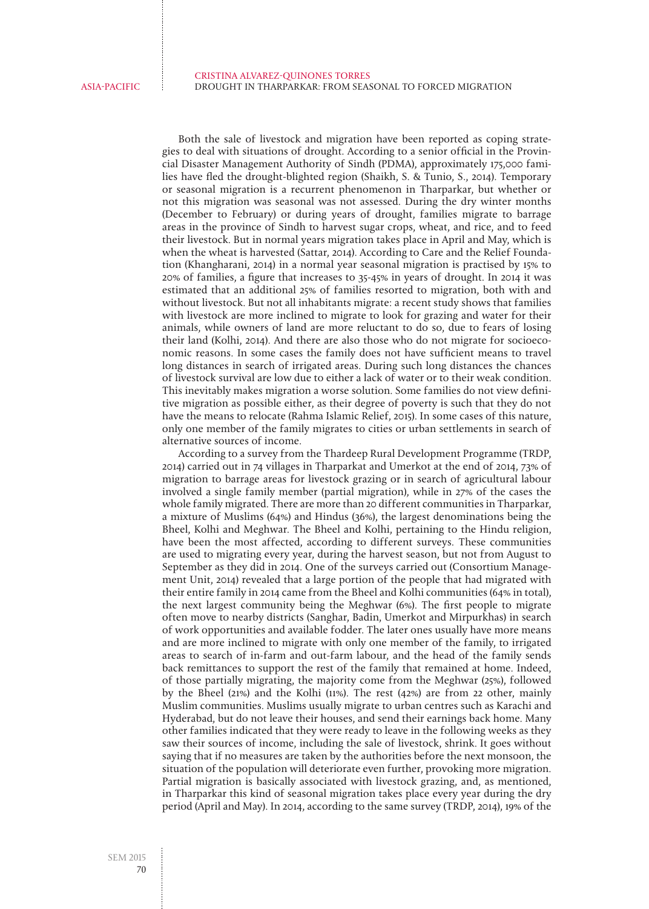Both the sale of livestock and migration have been reported as coping strategies to deal with situations of drought. According to a senior official in the Provincial Disaster Management Authority of Sindh (PDMA), approximately 175,000 families have fled the drought-blighted region (Shaikh, S. & Tunio, S., 2014). Temporary or seasonal migration is a recurrent phenomenon in Tharparkar, but whether or not this migration was seasonal was not assessed. During the dry winter months (December to February) or during years of drought, families migrate to barrage areas in the province of Sindh to harvest sugar crops, wheat, and rice, and to feed their livestock. But in normal years migration takes place in April and May, which is when the wheat is harvested (Sattar, 2014). According to Care and the Relief Foundation (Khangharani, 2014) in a normal year seasonal migration is practised by 15% to 20% of families, a figure that increases to 35-45% in years of drought. In 2014 it was estimated that an additional 25% of families resorted to migration, both with and without livestock. But not all inhabitants migrate: a recent study shows that families with livestock are more inclined to migrate to look for grazing and water for their animals, while owners of land are more reluctant to do so, due to fears of losing their land (Kolhi, 2014). And there are also those who do not migrate for socioeconomic reasons. In some cases the family does not have sufficient means to travel long distances in search of irrigated areas. During such long distances the chances of livestock survival are low due to either a lack of water or to their weak condition. This inevitably makes migration a worse solution. Some families do not view definitive migration as possible either, as their degree of poverty is such that they do not have the means to relocate (Rahma Islamic Relief, 2015). In some cases of this nature, only one member of the family migrates to cities or urban settlements in search of alternative sources of income.

According to a survey from the Thardeep Rural Development Programme (TRDP, 2014) carried out in 74 villages in Tharparkat and Umerkot at the end of 2014, 73% of migration to barrage areas for livestock grazing or in search of agricultural labour involved a single family member (partial migration), while in 27% of the cases the whole family migrated. There are more than 20 different communities in Tharparkar, a mixture of Muslims (64%) and Hindus (36%), the largest denominations being the Bheel, Kolhi and Meghwar. The Bheel and Kolhi, pertaining to the Hindu religion, have been the most affected, according to different surveys. These communities are used to migrating every year, during the harvest season, but not from August to September as they did in 2014. One of the surveys carried out (Consortium Management Unit, 2014) revealed that a large portion of the people that had migrated with their entire family in 2014 came from the Bheel and Kolhi communities (64% in total), the next largest community being the Meghwar (6%). The first people to migrate often move to nearby districts (Sanghar, Badin, Umerkot and Mirpurkhas) in search of work opportunities and available fodder. The later ones usually have more means and are more inclined to migrate with only one member of the family, to irrigated areas to search of in-farm and out-farm labour, and the head of the family sends back remittances to support the rest of the family that remained at home. Indeed, of those partially migrating, the majority come from the Meghwar (25%), followed by the Bheel (21%) and the Kolhi (11%). The rest (42%) are from 22 other, mainly Muslim communities. Muslims usually migrate to urban centres such as Karachi and Hyderabad, but do not leave their houses, and send their earnings back home. Many other families indicated that they were ready to leave in the following weeks as they saw their sources of income, including the sale of livestock, shrink. It goes without saying that if no measures are taken by the authorities before the next monsoon, the situation of the population will deteriorate even further, provoking more migration. Partial migration is basically associated with livestock grazing, and, as mentioned, in Tharparkar this kind of seasonal migration takes place every year during the dry period (April and May). In 2014, according to the same survey (TRDP, 2014), 19% of the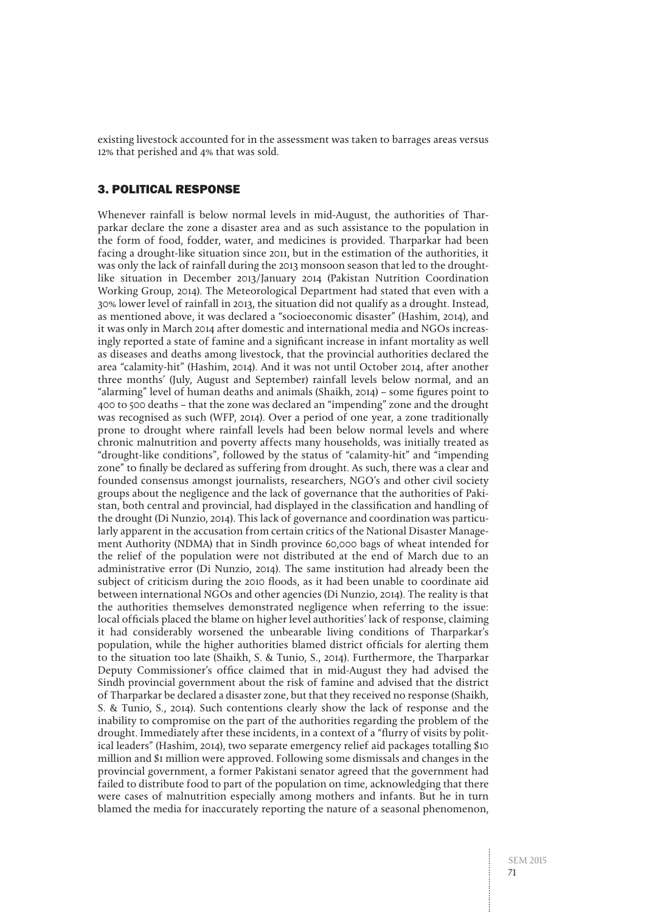existing livestock accounted for in the assessment was taken to barrages areas versus 12% that perished and 4% that was sold.

## 3. POLITICAL RESPONSE

Whenever rainfall is below normal levels in mid-August, the authorities of Tharparkar declare the zone a disaster area and as such assistance to the population in the form of food, fodder, water, and medicines is provided. Tharparkar had been facing a drought-like situation since 2011, but in the estimation of the authorities, it was only the lack of rainfall during the 2013 monsoon season that led to the drought-like situation in December 2013/January 2014 (Pakistan Nutrition Coordination Working Group, 2014). The Meteorological Department had stated that even with a 30% lower level of rainfall in 2013, the situation did not qualify as a drought. Instead, as mentioned above, it was declared a "socioeconomic disaster" (Hashim, 2014), and it was only in March 2014 after domestic and international media and NGOs increasingly reported a state of famine and a significant increase in infant mortality as well as diseases and deaths among livestock, that the provincial authorities declared the area "calamity-hit" (Hashim, 2014). And it was not until October 2014, after another three months' (July, August and September) rainfall levels below normal, and an "alarming" level of human deaths and animals (Shaikh, 2014) – some figures point to 400 to 500 deaths – that the zone was declared an "impending" zone and the drought was recognised as such (WFP, 2014). Over a period of one year, a zone traditionally prone to drought where rainfall levels had been below normal levels and where chronic malnutrition and poverty affects many households, was initially treated as "drought-like conditions", followed by the status of "calamity-hit" and "impending zone" to finally be declared as suffering from drought. As such, there was a clear and founded consensus amongst journalists, researchers, NGO's and other civil society groups about the negligence and the lack of governance that the authorities of Pakistan, both central and provincial, had displayed in the classification and handling of the drought (Di Nunzio, 2014). This lack of governance and coordination was particularly apparent in the accusation from certain critics of the National Disaster Management Authority (NDMA) that in Sindh province 60,000 bags of wheat intended for the relief of the population were not distributed at the end of March due to an administrative error (Di Nunzio, 2014). The same institution had already been the subject of criticism during the 2010 floods, as it had been unable to coordinate aid between international NGOs and other agencies (Di Nunzio, 2014). The reality is that the authorities themselves demonstrated negligence when referring to the issue: local officials placed the blame on higher level authorities' lack of response, claiming it had considerably worsened the unbearable living conditions of Tharparkar's population, while the higher authorities blamed district officials for alerting them to the situation too late (Shaikh, S. & Tunio, S., 2014). Furthermore, the Tharparkar Deputy Commissioner's office claimed that in mid-August they had advised the Sindh provincial government about the risk of famine and advised that the district of Tharparkar be declared a disaster zone, but that they received no response (Shaikh, S. & Tunio, S., 2014). Such contentions clearly show the lack of response and the inability to compromise on the part of the authorities regarding the problem of the drought. Immediately after these incidents, in a context of a "flurry of visits by political leaders" (Hashim, 2014), two separate emergency relief aid packages totalling $10 million and $1 million were approved. Following some dismissals and changes in the provincial government, a former Pakistani senator agreed that the government had failed to distribute food to part of the population on time, acknowledging that there were cases of malnutrition especially among mothers and infants. But he in turn blamed the media for inaccurately reporting the nature of a seasonal phenomenon,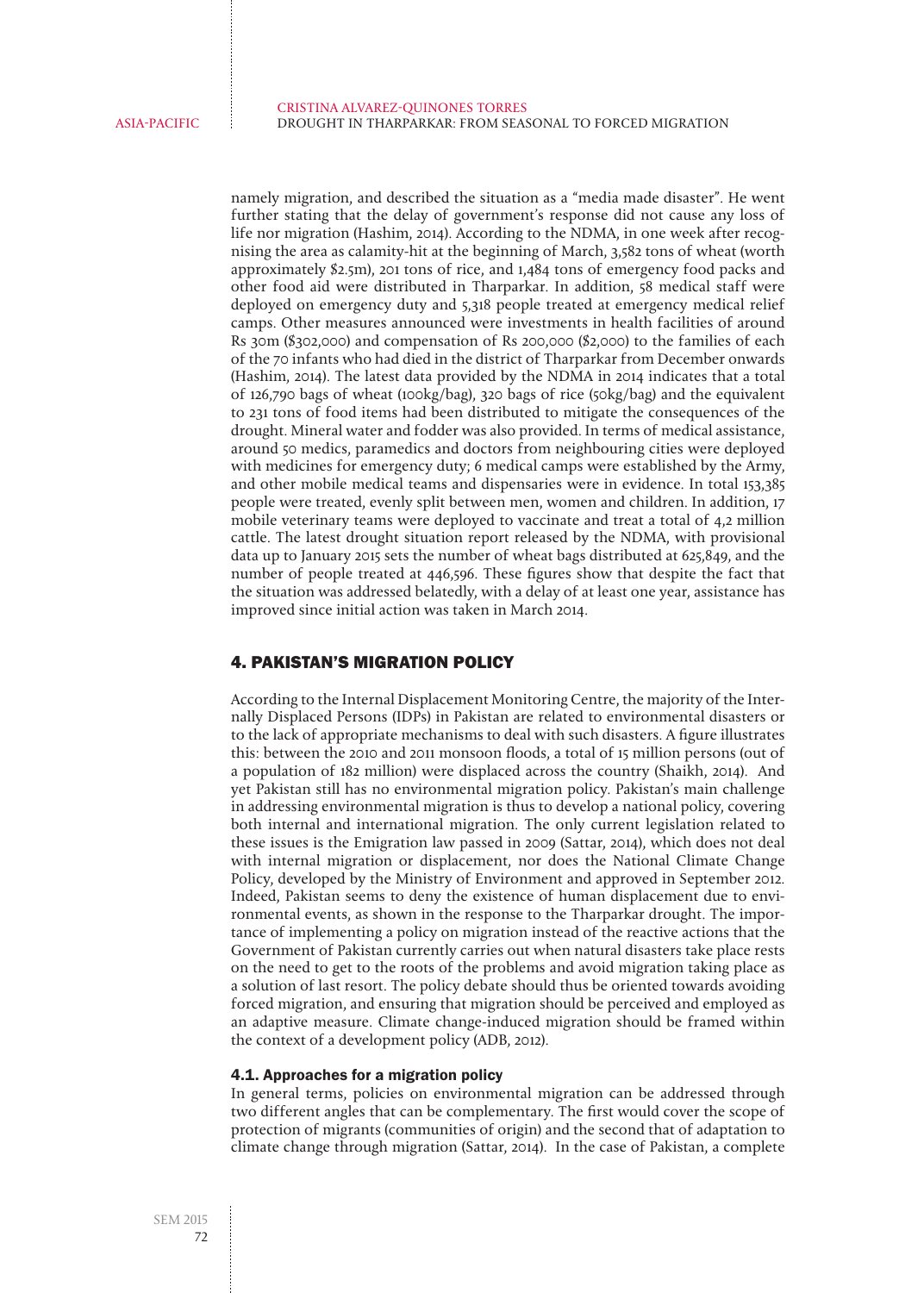namely migration, and described the situation as a "media made disaster". He went further stating that the delay of government's response did not cause any loss of life nor migration (Hashim, 2014). According to the NDMA, in one week after recognising the area as calamity-hit at the beginning of March, 3,582 tons of wheat (worth approximately $2.5m), 201 tons of rice, and 1,484 tons of emergency food packs and other food aid were distributed in Tharparkar. In addition, 58 medical staff were deployed on emergency duty and 5,318 people treated at emergency medical relief camps. Other measures announced were investments in health facilities of around Rs 30m ($302,000) and compensation of Rs 200,000 ($2,000) to the families of each of the 70 infants who had died in the district of Tharparkar from December onwards (Hashim, 2014). The latest data provided by the NDMA in 2014 indicates that a total of 126,790 bags of wheat (100kg/bag), 320 bags of rice (50kg/bag) and the equivalent to 231 tons of food items had been distributed to mitigate the consequences of the drought. Mineral water and fodder was also provided. In terms of medical assistance, around 50 medics, paramedics and doctors from neighbouring cities were deployed with medicines for emergency duty; 6 medical camps were established by the Army, and other mobile medical teams and dispensaries were in evidence. In total 153,385 people were treated, evenly split between men, women and children. In addition, 17 mobile veterinary teams were deployed to vaccinate and treat a total of 4,2 million cattle. The latest drought situation report released by the NDMA, with provisional data up to January 2015 sets the number of wheat bags distributed at 625,849, and the number of people treated at 446,596. These figures show that despite the fact that the situation was addressed belatedly, with a delay of at least one year, assistance has improved since initial action was taken in March 2014.

## 4. PAKISTAN'S MIGRATION POLICY

According to the Internal Displacement Monitoring Centre, the majority of the Internally Displaced Persons (IDPs) in Pakistan are related to environmental disasters or to the lack of appropriate mechanisms to deal with such disasters. A figure illustrates this: between the 2010 and 2011 monsoon floods, a total of 15 million persons (out of a population of 182 million) were displaced across the country (Shaikh, 2014). And yet Pakistan still has no environmental migration policy. Pakistan's main challenge in addressing environmental migration is thus to develop a national policy, covering both internal and international migration. The only current legislation related to these issues is the Emigration law passed in 2009 (Sattar, 2014), which does not deal with internal migration or displacement, nor does the National Climate Change Policy, developed by the Ministry of Environment and approved in September 2012. Indeed, Pakistan seems to deny the existence of human displacement due to environmental events, as shown in the response to the Tharparkar drought. The importance of implementing a policy on migration instead of the reactive actions that the Government of Pakistan currently carries out when natural disasters take place rests on the need to get to the roots of the problems and avoid migration taking place as a solution of last resort. The policy debate should thus be oriented towards avoiding forced migration, and ensuring that migration should be perceived and employed as an adaptive measure. Climate change-induced migration should be framed within the context of a development policy (ADB, 2012).

### 4.1. Approaches for a migration policy

In general terms, policies on environmental migration can be addressed through two different angles that can be complementary. The first would cover the scope of protection of migrants (communities of origin) and the second that of adaptation to climate change through migration (Sattar, 2014). In the case of Pakistan, a complete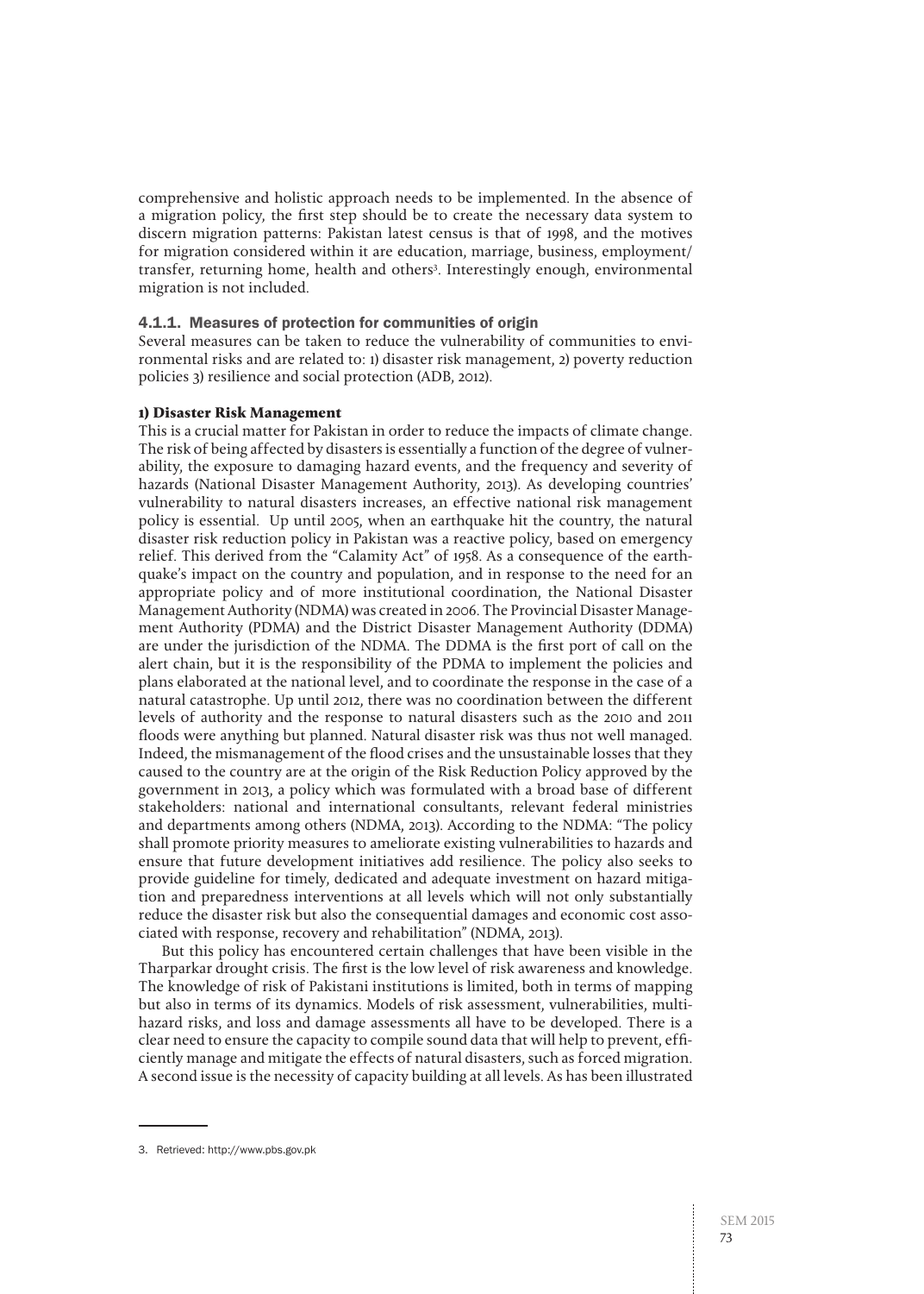comprehensive and holistic approach needs to be implemented. In the absence of a migration policy, the first step should be to create the necessary data system to discern migration patterns: Pakistan latest census is that of 1998, and the motives for migration considered within it are education, marriage, business, employment/transfer, returning home, health and others[3]. Interestingly enough, environmental migration is not included.

### 4.1.1. Measures of protection for communities of origin

Several measures can be taken to reduce the vulnerability of communities to environmental risks and are related to: 1) disaster risk management, 2) poverty reduction policies 3) resilience and social protection (ADB, 2012).

#### 1) Disaster Risk Management

This is a crucial matter for Pakistan in order to reduce the impacts of climate change. The risk of being affected by disasters is essentially a function of the degree of vulnerability, the exposure to damaging hazard events, and the frequency and severity of hazards (National Disaster Management Authority, 2013). As developing countries' vulnerability to natural disasters increases, an effective national risk management policy is essential. Up until 2005, when an earthquake hit the country, the natural disaster risk reduction policy in Pakistan was a reactive policy, based on emergency relief. This derived from the "Calamity Act" of 1958. As a consequence of the earthquake's impact on the country and population, and in response to the need for an appropriate policy and of more institutional coordination, the National Disaster Management Authority (NDMA) was created in 2006. The Provincial Disaster Management Authority (PDMA) and the District Disaster Management Authority (DDMA) are under the jurisdiction of the NDMA. The DDMA is the first port of call on the alert chain, but it is the responsibility of the PDMA to implement the policies and plans elaborated at the national level, and to coordinate the response in the case of a natural catastrophe. Up until 2012, there was no coordination between the different levels of authority and the response to natural disasters such as the 2010 and 2011 floods were anything but planned. Natural disaster risk was thus not well managed. Indeed, the mismanagement of the flood crises and the unsustainable losses that they caused to the country are at the origin of the Risk Reduction Policy approved by the government in 2013, a policy which was formulated with a broad base of different stakeholders: national and international consultants, relevant federal ministries and departments among others (NDMA, 2013). According to the NDMA: "The policy shall promote priority measures to ameliorate existing vulnerabilities to hazards and ensure that future development initiatives add resilience. The policy also seeks to provide guideline for timely, dedicated and adequate investment on hazard mitigation and preparedness interventions at all levels which will not only substantially reduce the disaster risk but also the consequential damages and economic cost associated with response, recovery and rehabilitation" (NDMA, 2013).

But this policy has encountered certain challenges that have been visible in the Tharparkar drought crisis. The first is the low level of risk awareness and knowledge. The knowledge of risk of Pakistani institutions is limited, both in terms of mapping but also in terms of its dynamics. Models of risk assessment, vulnerabilities, multi-hazard risks, and loss and damage assessments all have to be developed. There is a clear need to ensure the capacity to compile sound data that will help to prevent, efficiently manage and mitigate the effects of natural disasters, such as forced migration. A second issue is the necessity of capacity building at all levels. As has been illustrated

3. Retrieved: http://www.pbs.gov.pk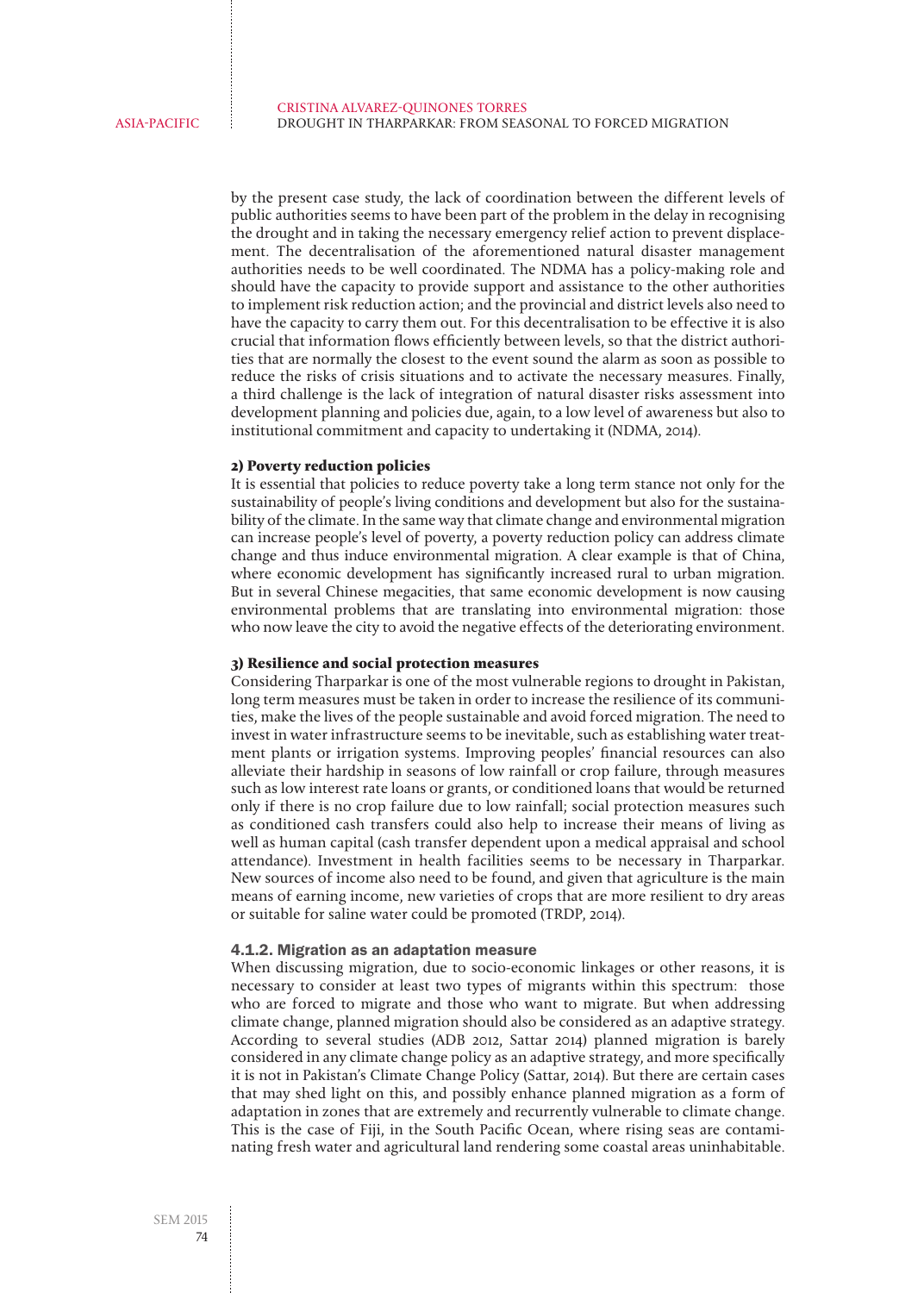by the present case study, the lack of coordination between the different levels of public authorities seems to have been part of the problem in the delay in recognising the drought and in taking the necessary emergency relief action to prevent displacement. The decentralisation of the aforementioned natural disaster management authorities needs to be well coordinated. The NDMA has a policy-making role and should have the capacity to provide support and assistance to the other authorities to implement risk reduction action; and the provincial and district levels also need to have the capacity to carry them out. For this decentralisation to be effective it is also crucial that information flows efficiently between levels, so that the district authorities that are normally the closest to the event sound the alarm as soon as possible to reduce the risks of crisis situations and to activate the necessary measures. Finally, a third challenge is the lack of integration of natural disaster risks assessment into development planning and policies due, again, to a low level of awareness but also to institutional commitment and capacity to undertaking it (NDMA, 2014).

**2) Poverty reduction policies**

It is essential that policies to reduce poverty take a long term stance not only for the sustainability of people's living conditions and development but also for the sustainability of the climate. In the same way that climate change and environmental migration can increase people's level of poverty, a poverty reduction policy can address climate change and thus induce environmental migration. A clear example is that of China, where economic development has significantly increased rural to urban migration. But in several Chinese megacities, that same economic development is now causing environmental problems that are translating into environmental migration: those who now leave the city to avoid the negative effects of the deteriorating environment.

**3) Resilience and social protection measures**

Considering Tharparkar is one of the most vulnerable regions to drought in Pakistan, long term measures must be taken in order to increase the resilience of its communities, make the lives of the people sustainable and avoid forced migration. The need to invest in water infrastructure seems to be inevitable, such as establishing water treatment plants or irrigation systems. Improving peoples' financial resources can also alleviate their hardship in seasons of low rainfall or crop failure, through measures such as low interest rate loans or grants, or conditioned loans that would be returned only if there is no crop failure due to low rainfall; social protection measures such as conditioned cash transfers could also help to increase their means of living as well as human capital (cash transfer dependent upon a medical appraisal and school attendance). Investment in health facilities seems to be necessary in Tharparkar. New sources of income also need to be found, and given that agriculture is the main means of earning income, new varieties of crops that are more resilient to dry areas or suitable for saline water could be promoted (TRDP, 2014).

#### 4.1.2. Migration as an adaptation measure

When discussing migration, due to socio-economic linkages or other reasons, it is necessary to consider at least two types of migrants within this spectrum: those who are forced to migrate and those who want to migrate. But when addressing climate change, planned migration should also be considered as an adaptive strategy. According to several studies (ADB 2012, Sattar 2014) planned migration is barely considered in any climate change policy as an adaptive strategy, and more specifically it is not in Pakistan's Climate Change Policy (Sattar, 2014). But there are certain cases that may shed light on this, and possibly enhance planned migration as a form of adaptation in zones that are extremely and recurrently vulnerable to climate change. This is the case of Fiji, in the South Pacific Ocean, where rising seas are contaminating fresh water and agricultural land rendering some coastal areas uninhabitable.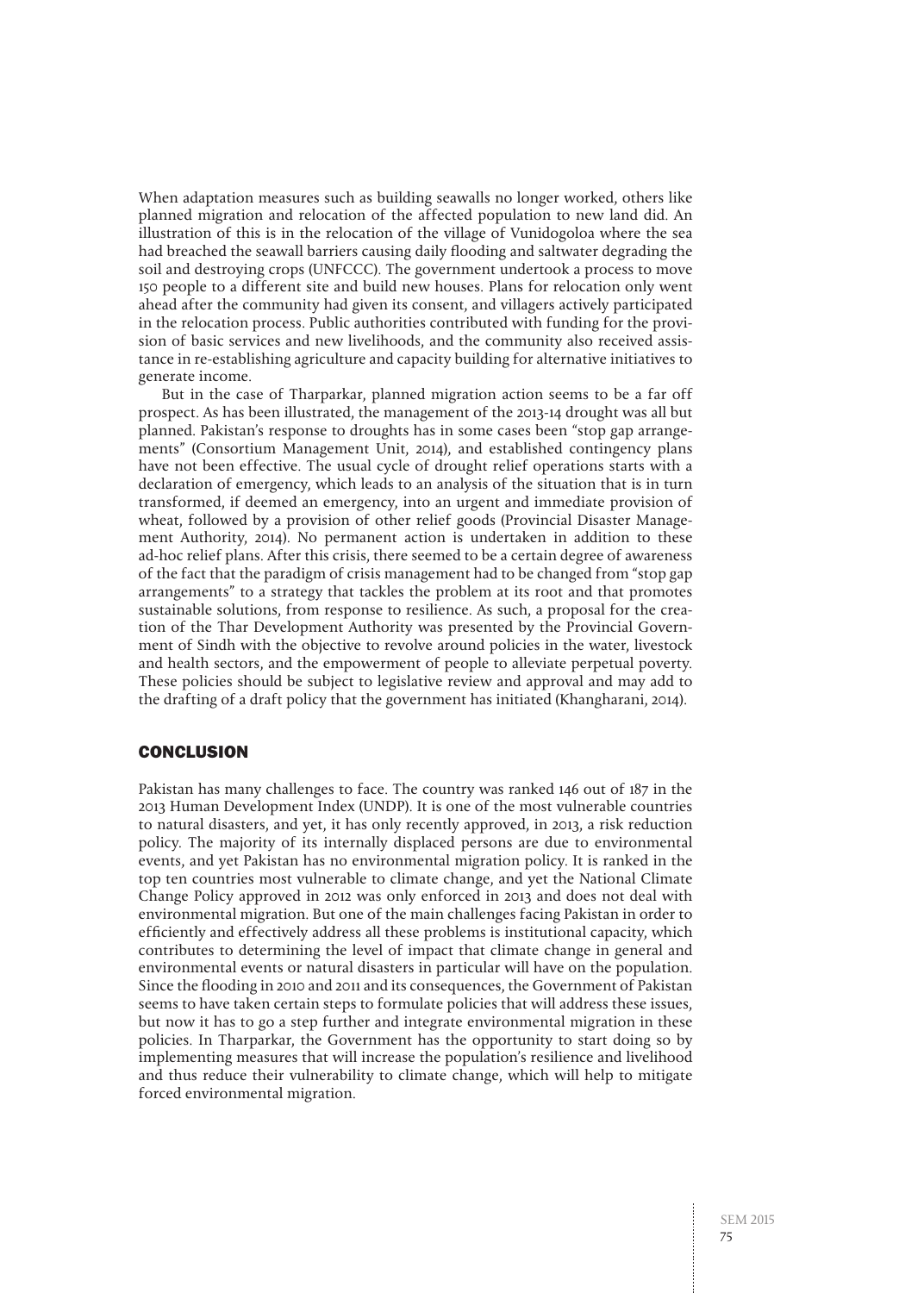When adaptation measures such as building seawalls no longer worked, others like planned migration and relocation of the affected population to new land did. An illustration of this is in the relocation of the village of Vunidogoloa where the sea had breached the seawall barriers causing daily flooding and saltwater degrading the soil and destroying crops (UNFCCC). The government undertook a process to move 150 people to a different site and build new houses. Plans for relocation only went ahead after the community had given its consent, and villagers actively participated in the relocation process. Public authorities contributed with funding for the provision of basic services and new livelihoods, and the community also received assistance in re-establishing agriculture and capacity building for alternative initiatives to generate income.

But in the case of Tharparkar, planned migration action seems to be a far off prospect. As has been illustrated, the management of the 2013-14 drought was all but planned. Pakistan's response to droughts has in some cases been "stop gap arrangements" (Consortium Management Unit, 2014), and established contingency plans have not been effective. The usual cycle of drought relief operations starts with a declaration of emergency, which leads to an analysis of the situation that is in turn transformed, if deemed an emergency, into an urgent and immediate provision of wheat, followed by a provision of other relief goods (Provincial Disaster Management Authority, 2014). No permanent action is undertaken in addition to these ad-hoc relief plans. After this crisis, there seemed to be a certain degree of awareness of the fact that the paradigm of crisis management had to be changed from "stop gap arrangements" to a strategy that tackles the problem at its root and that promotes sustainable solutions, from response to resilience. As such, a proposal for the creation of the Thar Development Authority was presented by the Provincial Government of Sindh with the objective to revolve around policies in the water, livestock and health sectors, and the empowerment of people to alleviate perpetual poverty. These policies should be subject to legislative review and approval and may add to the drafting of a draft policy that the government has initiated (Khangharani, 2014).

## CONCLUSION

Pakistan has many challenges to face. The country was ranked 146 out of 187 in the 2013 Human Development Index (UNDP). It is one of the most vulnerable countries to natural disasters, and yet, it has only recently approved, in 2013, a risk reduction policy. The majority of its internally displaced persons are due to environmental events, and yet Pakistan has no environmental migration policy. It is ranked in the top ten countries most vulnerable to climate change, and yet the National Climate Change Policy approved in 2012 was only enforced in 2013 and does not deal with environmental migration. But one of the main challenges facing Pakistan in order to efficiently and effectively address all these problems is institutional capacity, which contributes to determining the level of impact that climate change in general and environmental events or natural disasters in particular will have on the population. Since the flooding in 2010 and 2011 and its consequences, the Government of Pakistan seems to have taken certain steps to formulate policies that will address these issues, but now it has to go a step further and integrate environmental migration in these policies. In Tharparkar, the Government has the opportunity to start doing so by implementing measures that will increase the population's resilience and livelihood and thus reduce their vulnerability to climate change, which will help to mitigate forced environmental migration.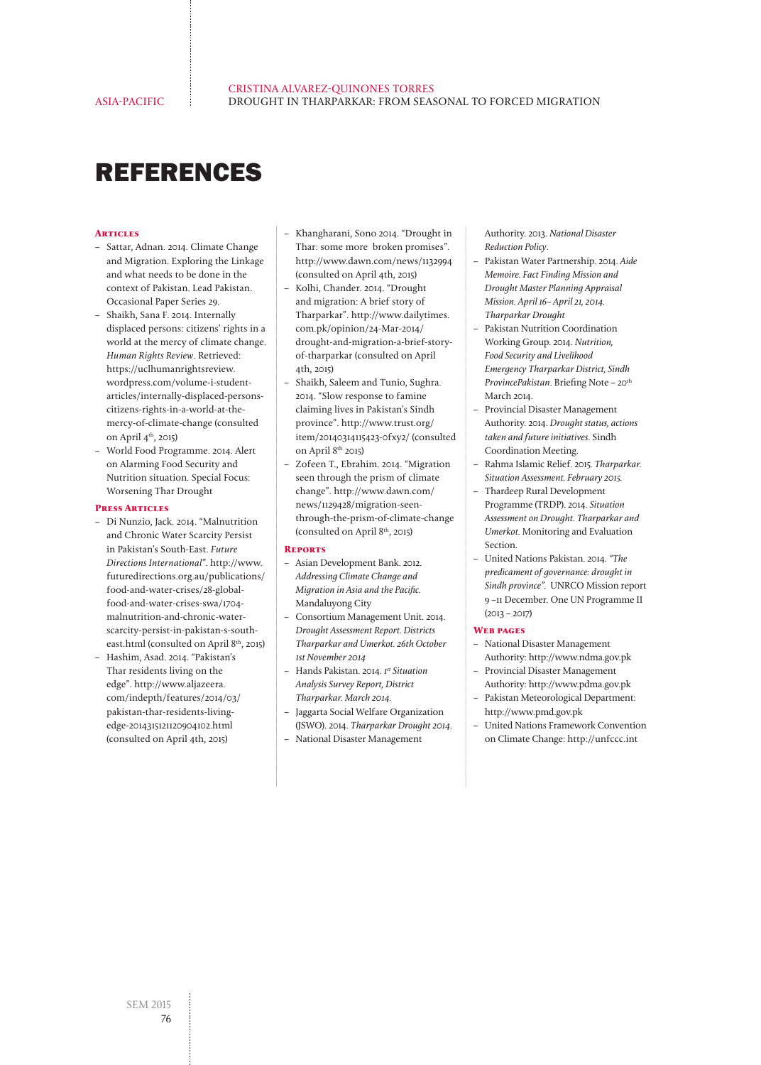# REFERENCES

### Articles

- Sattar, Adnan. 2014. Climate Change and Migration. Exploring the Linkage and what needs to be done in the context of Pakistan. Lead Pakistan. Occasional Paper Series 29.
- Shaikh, Sana F. 2014. Internally displaced persons: citizens' rights in a world at the mercy of climate change. *Human Rights Review*. Retrieved: https://uclhumanrightsreview.wordpress.com/volume-i-student-articles/internally-displaced-persons-citizens-rights-in-a-world-at-the-mercy-of-climate-change (consulted on April 4th, 2015)
- World Food Programme. 2014. Alert on Alarming Food Security and Nutrition situation. Special Focus: Worsening Thar Drought

### Press Articles

- Di Nunzio, Jack. 2014. "Malnutrition and Chronic Water Scarcity Persist in Pakistan's South-East. *Future Directions International*". http://www.futuredirections.org.au/publications/food-and-water-crises/28-global-food-and-water-crises-swa/1704-malnutrition-and-chronic-water-scarcity-persist-in-pakistan-s-south-east.html (consulted on April 8th, 2015)
- Hashim, Asad. 2014. "Pakistan's Thar residents living on the edge". http://www.aljazeera.com/indepth/features/2014/03/pakistan-thar-residents-living-edge-20143151211209041O2.html (consulted on April 4th, 2015)
- Khangharani, Sono 2014. "Drought in Thar: some more broken promises". http://www.dawn.com/news/1132994 (consulted on April 4th, 2015)
- Kolhi, Chander. 2014. "Drought and migration: A brief story of Tharparkar". http://www.dailytimes.com.pk/opinion/24-Mar-2014/drought-and-migration-a-brief-story-of-tharparkar (consulted on April 4th, 2015)
- Shaikh, Saleem and Tunio, Sughra. 2014. "Slow response to famine claiming lives in Pakistan's Sindh province". http://www.trust.org/item/20140314115423-0fxy2/ (consulted on April 8th 2015)
- Zofeen T., Ebrahim. 2014. "Migration seen through the prism of climate change". http://www.dawn.com/news/1129428/migration-seen-through-the-prism-of-climate-change (consulted on April 8th, 2015)

### Reports

- Asian Development Bank. 2012. *Addressing Climate Change and Migration in Asia and the Pacific*. Mandaluyong City
- Consortium Management Unit. 2014. *Drought Assessment Report. Districts Tharparkar and Umerkot. 26th October 1st November 2014*
- Hands Pakistan. 2014. *1st Situation Analysis Survey Report, District Tharparkar. March 2014.*
- Jaggarta Social Welfare Organization (JSWO). 2014. *Tharparkar Drought 2014*.
- National Disaster Management Authority. 2013. *National Disaster Reduction Policy*.
- Pakistan Water Partnership. 2014. *Aide Memoire. Fact Finding Mission and Drought Master Planning Appraisal Mission. April 16– April 21, 2014. Tharparkar Drought*
- Pakistan Nutrition Coordination Working Group. 2014. *Nutrition, Food Security and Livelihood Emergency Tharparkar District, Sindh ProvincePakistan*. Briefing Note – 20th March 2014.
- Provincial Disaster Management Authority. 2014. *Drought status, actions taken and future initiatives*. Sindh Coordination Meeting.
- Rahma Islamic Relief. 2015. *Tharparkar. Situation Assessment. February 2015.*
- Thardeep Rural Development Programme (TRDP). 2014. *Situation Assessment on Drought. Tharparkar and Umerkot*. Monitoring and Evaluation Section.
- United Nations Pakistan. 2014. *"The predicament of governance: drought in Sindh province"*. UNRCO Mission report 9 –11 December. One UN Programme II (2013 – 2017)

### Web pages

- National Disaster Management Authority: http://www.ndma.gov.pk
- Provincial Disaster Management Authority: http://www.pdma.gov.pk
- Pakistan Meteorological Department: http://www.pmd.gov.pk
- United Nations Framework Convention on Climate Change: http://unfccc.int